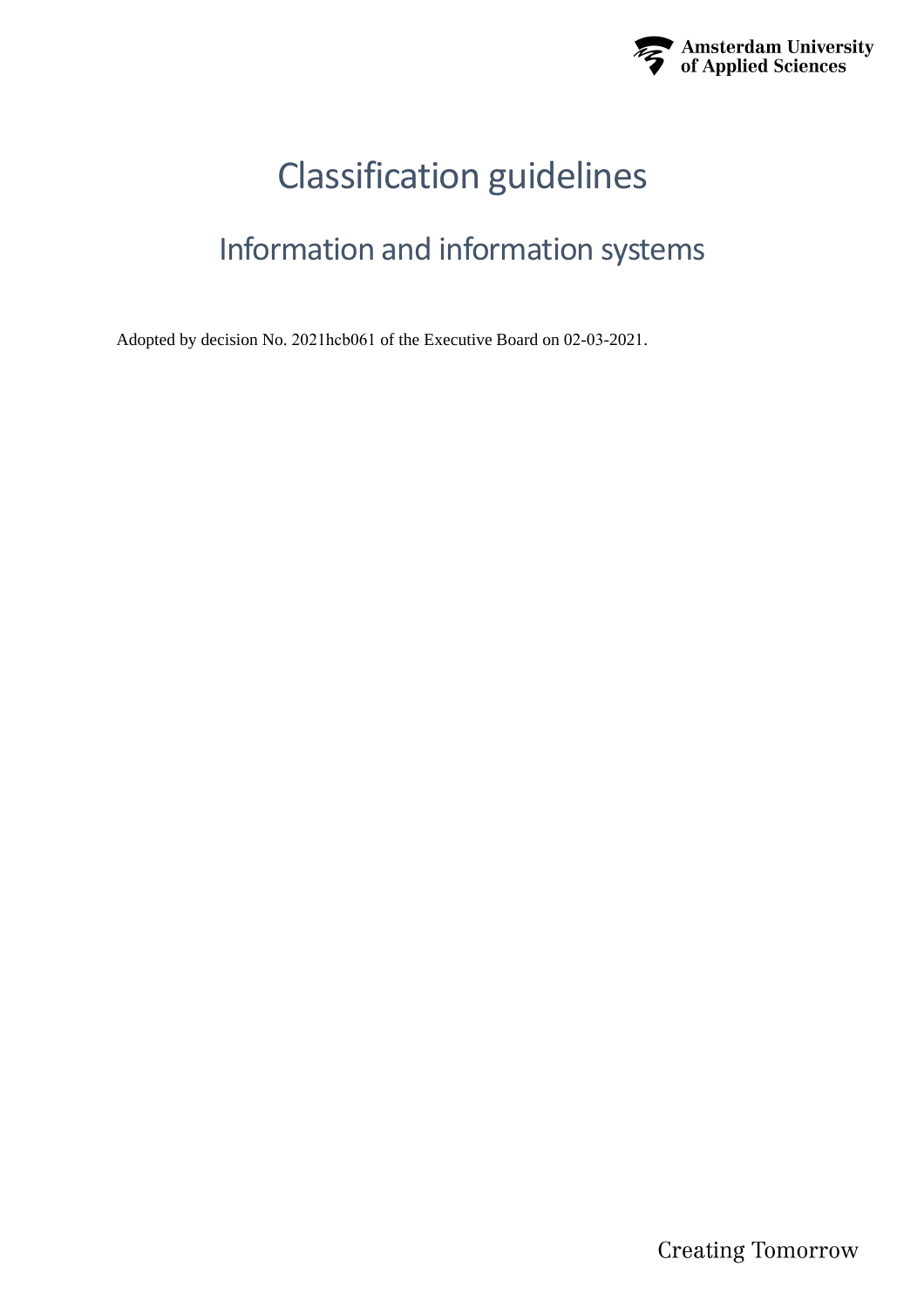# Classification guidelines

## Information and information systems

Adopted by decision No. 2021hcb061 of the Executive Board on 02-03-2021.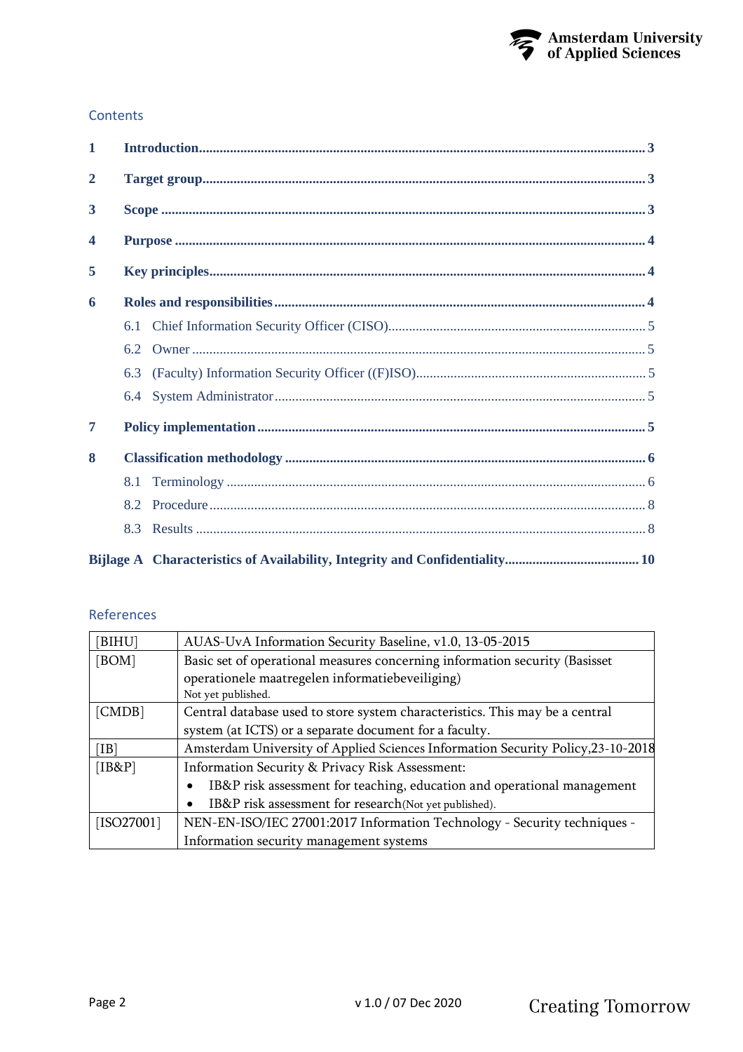## Contents

| | | |
|---|---|---|
| **1** | **Introduction** | **3** |
| **2** | **Target group** | **3** |
| **3** | **Scope** | **3** |
| **4** | **Purpose** | **4** |
| **5** | **Key principles** | **4** |
| **6** | **Roles and responsibilities** | **4** |
| | 6.1 Chief Information Security Officer (CISO) | 5 |
| | 6.2 Owner | 5 |
| | 6.3 (Faculty) Information Security Officer ((F)ISO) | 5 |
| | 6.4 System Administrator | 5 |
| **7** | **Policy implementation** | **5** |
| **8** | **Classification methodology** | **6** |
| | 8.1 Terminology | 6 |
| | 8.2 Procedure | 8 |
| | 8.3 Results | 8 |
| **Bijlage A** | **Characteristics of Availability, Integrity and Confidentiality** | **10** |

## References

| | |
|---|---|
| [BIHU] | AUAS-UvA Information Security Baseline, v1.0, 13-05-2015 |
| [BOM] | Basic set of operational measures concerning information security (Basisset operationele maatregelen informatiebeveiliging) Not yet published. |
| [CMDB] | Central database used to store system characteristics. This may be a central system (at ICTS) or a separate document for a faculty. |
| [IB] | Amsterdam University of Applied Sciences Information Security Policy,23-10-2018 |
| [IB&P] | Information Security & Privacy Risk Assessment: • IB&P risk assessment for teaching, education and operational management • IB&P risk assessment for research(Not yet published). |
| [ISO27001] | NEN-EN-ISO/IEC 27001:2017 Information Technology - Security techniques - Information security management systems |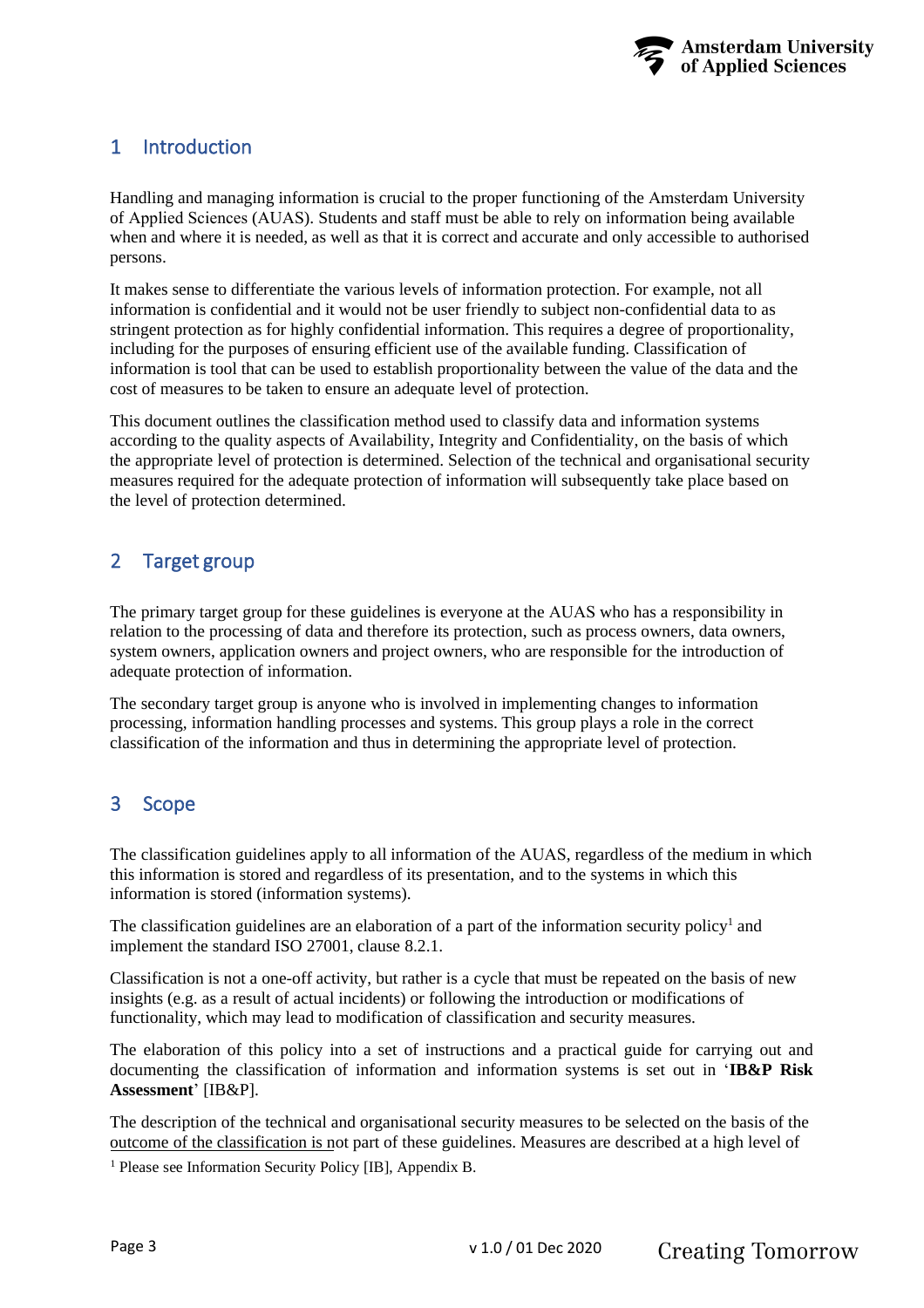## 1 Introduction

Handling and managing information is crucial to the proper functioning of the Amsterdam University of Applied Sciences (AUAS). Students and staff must be able to rely on information being available when and where it is needed, as well as that it is correct and accurate and only accessible to authorised persons.

It makes sense to differentiate the various levels of information protection. For example, not all information is confidential and it would not be user friendly to subject non-confidential data to as stringent protection as for highly confidential information. This requires a degree of proportionality, including for the purposes of ensuring efficient use of the available funding. Classification of information is tool that can be used to establish proportionality between the value of the data and the cost of measures to be taken to ensure an adequate level of protection.

This document outlines the classification method used to classify data and information systems according to the quality aspects of Availability, Integrity and Confidentiality, on the basis of which the appropriate level of protection is determined. Selection of the technical and organisational security measures required for the adequate protection of information will subsequently take place based on the level of protection determined.

## 2 Target group

The primary target group for these guidelines is everyone at the AUAS who has a responsibility in relation to the processing of data and therefore its protection, such as process owners, data owners, system owners, application owners and project owners, who are responsible for the introduction of adequate protection of information.

The secondary target group is anyone who is involved in implementing changes to information processing, information handling processes and systems. This group plays a role in the correct classification of the information and thus in determining the appropriate level of protection.

## 3 Scope

The classification guidelines apply to all information of the AUAS, regardless of the medium in which this information is stored and regardless of its presentation, and to the systems in which this information is stored (information systems).

The classification guidelines are an elaboration of a part of the information security policy[1] and implement the standard ISO 27001, clause 8.2.1.

Classification is not a one-off activity, but rather is a cycle that must be repeated on the basis of new insights (e.g. as a result of actual incidents) or following the introduction or modifications of functionality, which may lead to modification of classification and security measures.

The elaboration of this policy into a set of instructions and a practical guide for carrying out and documenting the classification of information and information systems is set out in '**IB&P Risk Assessment**' [IB&P].

The description of the technical and organisational security measures to be selected on the basis of the outcome of the classification is not part of these guidelines. Measures are described at a high level of

[1] Please see Information Security Policy [IB], Appendix B.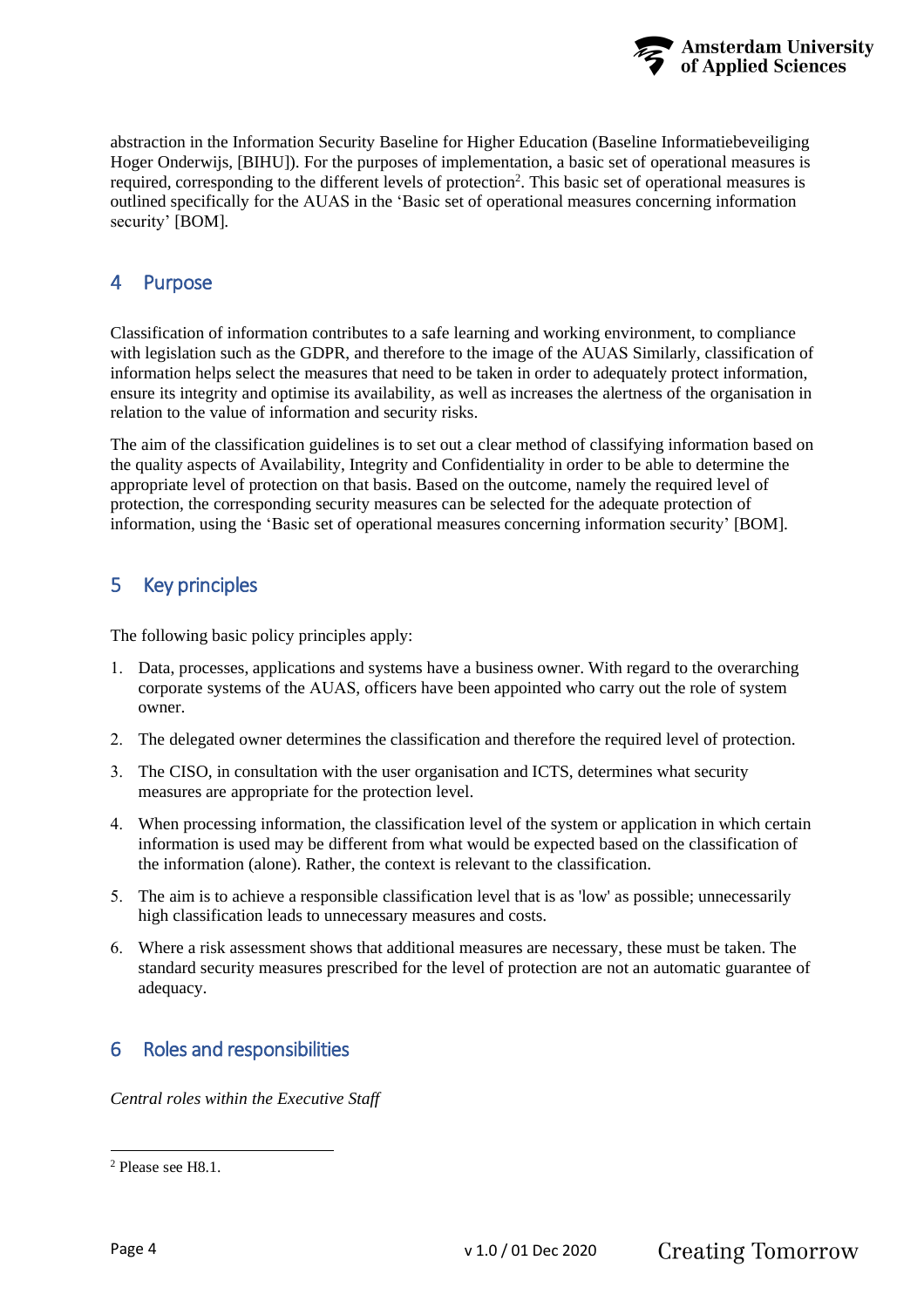abstraction in the Information Security Baseline for Higher Education (Baseline Informatiebeveiliging Hoger Onderwijs, [BIHU]). For the purposes of implementation, a basic set of operational measures is required, corresponding to the different levels of protection[2]. This basic set of operational measures is outlined specifically for the AUAS in the 'Basic set of operational measures concerning information security' [BOM].

## 4 Purpose

Classification of information contributes to a safe learning and working environment, to compliance with legislation such as the GDPR, and therefore to the image of the AUAS Similarly, classification of information helps select the measures that need to be taken in order to adequately protect information, ensure its integrity and optimise its availability, as well as increases the alertness of the organisation in relation to the value of information and security risks.

The aim of the classification guidelines is to set out a clear method of classifying information based on the quality aspects of Availability, Integrity and Confidentiality in order to be able to determine the appropriate level of protection on that basis. Based on the outcome, namely the required level of protection, the corresponding security measures can be selected for the adequate protection of information, using the 'Basic set of operational measures concerning information security' [BOM].

## 5 Key principles

The following basic policy principles apply:

1. Data, processes, applications and systems have a business owner. With regard to the overarching corporate systems of the AUAS, officers have been appointed who carry out the role of system owner.
2. The delegated owner determines the classification and therefore the required level of protection.
3. The CISO, in consultation with the user organisation and ICTS, determines what security measures are appropriate for the protection level.
4. When processing information, the classification level of the system or application in which certain information is used may be different from what would be expected based on the classification of the information (alone). Rather, the context is relevant to the classification.
5. The aim is to achieve a responsible classification level that is as 'low' as possible; unnecessarily high classification leads to unnecessary measures and costs.
6. Where a risk assessment shows that additional measures are necessary, these must be taken. The standard security measures prescribed for the level of protection are not an automatic guarantee of adequacy.

## 6 Roles and responsibilities

*Central roles within the Executive Staff*

---

[2] Please see H8.1.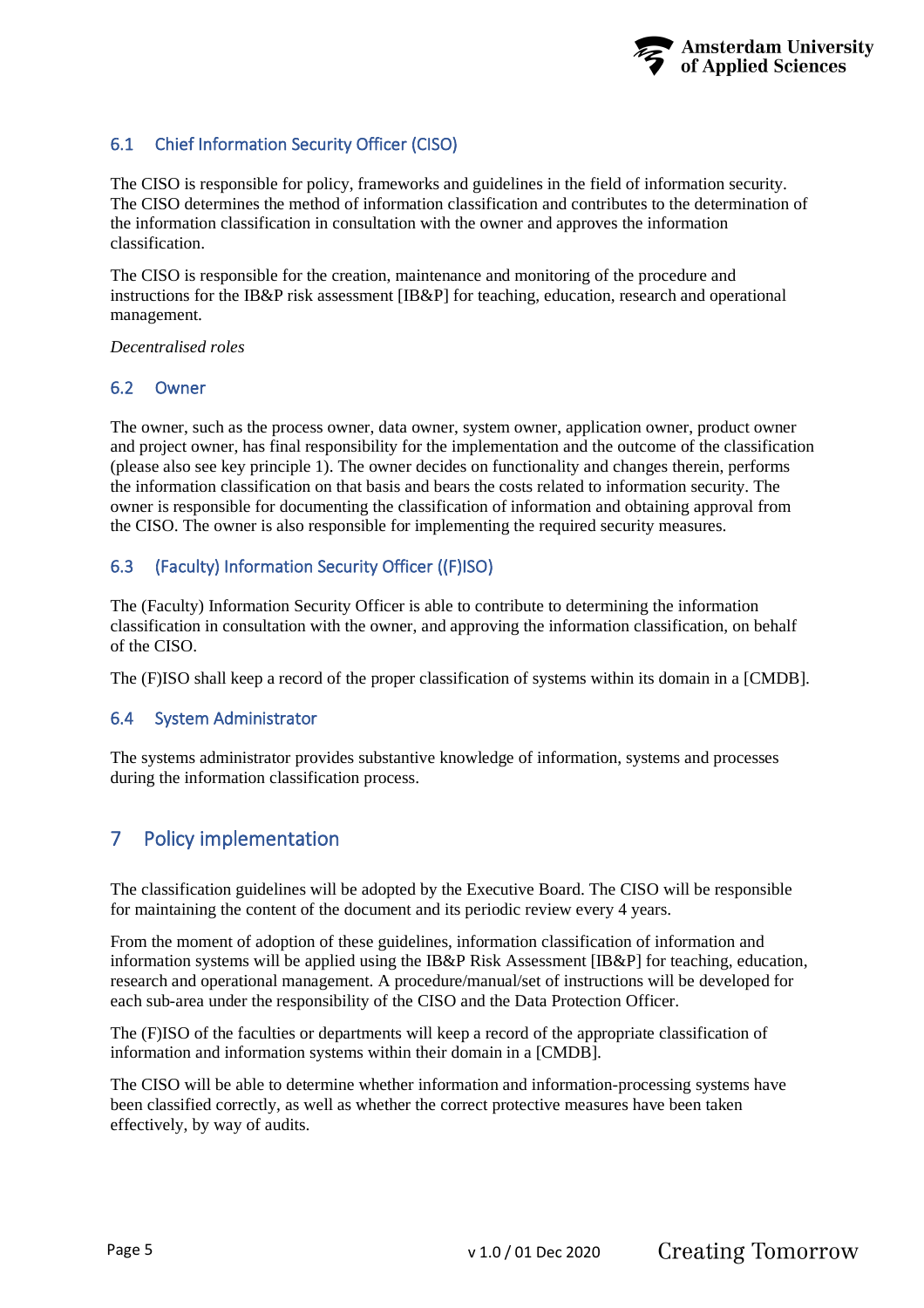## 6.1 Chief Information Security Officer (CISO)

The CISO is responsible for policy, frameworks and guidelines in the field of information security. The CISO determines the method of information classification and contributes to the determination of the information classification in consultation with the owner and approves the information classification.

The CISO is responsible for the creation, maintenance and monitoring of the procedure and instructions for the IB&P risk assessment [IB&P] for teaching, education, research and operational management.

*Decentralised roles*

## 6.2 Owner

The owner, such as the process owner, data owner, system owner, application owner, product owner and project owner, has final responsibility for the implementation and the outcome of the classification (please also see key principle 1). The owner decides on functionality and changes therein, performs the information classification on that basis and bears the costs related to information security. The owner is responsible for documenting the classification of information and obtaining approval from the CISO. The owner is also responsible for implementing the required security measures.

## 6.3 (Faculty) Information Security Officer ((F)ISO)

The (Faculty) Information Security Officer is able to contribute to determining the information classification in consultation with the owner, and approving the information classification, on behalf of the CISO.

The (F)ISO shall keep a record of the proper classification of systems within its domain in a [CMDB].

## 6.4 System Administrator

The systems administrator provides substantive knowledge of information, systems and processes during the information classification process.

# 7 Policy implementation

The classification guidelines will be adopted by the Executive Board. The CISO will be responsible for maintaining the content of the document and its periodic review every 4 years.

From the moment of adoption of these guidelines, information classification of information and information systems will be applied using the IB&P Risk Assessment [IB&P] for teaching, education, research and operational management. A procedure/manual/set of instructions will be developed for each sub-area under the responsibility of the CISO and the Data Protection Officer.

The (F)ISO of the faculties or departments will keep a record of the appropriate classification of information and information systems within their domain in a [CMDB].

The CISO will be able to determine whether information and information-processing systems have been classified correctly, as well as whether the correct protective measures have been taken effectively, by way of audits.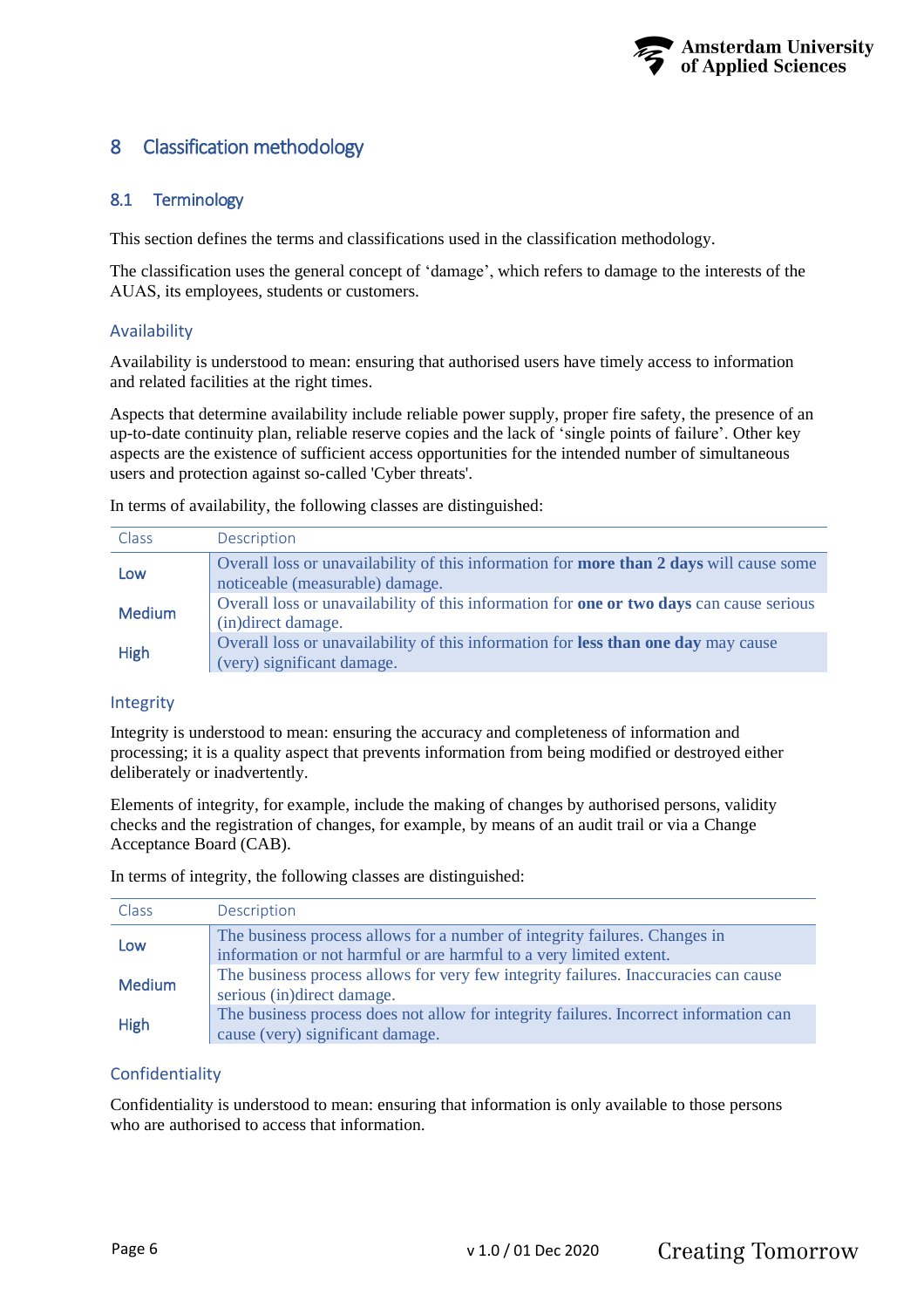# 8 Classification methodology

## 8.1 Terminology

This section defines the terms and classifications used in the classification methodology.

The classification uses the general concept of 'damage', which refers to damage to the interests of the AUAS, its employees, students or customers.

### Availability

Availability is understood to mean: ensuring that authorised users have timely access to information and related facilities at the right times.

Aspects that determine availability include reliable power supply, proper fire safety, the presence of an up-to-date continuity plan, reliable reserve copies and the lack of 'single points of failure'. Other key aspects are the existence of sufficient access opportunities for the intended number of simultaneous users and protection against so-called 'Cyber threats'.

In terms of availability, the following classes are distinguished:

| Class | Description |
| --- | --- |
| Low | Overall loss or unavailability of this information for **more than 2 days** will cause some noticeable (measurable) damage. |
| Medium | Overall loss or unavailability of this information for **one or two days** can cause serious (in)direct damage. |
| High | Overall loss or unavailability of this information for **less than one day** may cause (very) significant damage. |

### Integrity

Integrity is understood to mean: ensuring the accuracy and completeness of information and processing; it is a quality aspect that prevents information from being modified or destroyed either deliberately or inadvertently.

Elements of integrity, for example, include the making of changes by authorised persons, validity checks and the registration of changes, for example, by means of an audit trail or via a Change Acceptance Board (CAB).

In terms of integrity, the following classes are distinguished:

| Class | Description |
| --- | --- |
| Low | The business process allows for a number of integrity failures. Changes in information or not harmful or are harmful to a very limited extent. |
| Medium | The business process allows for very few integrity failures. Inaccuracies can cause serious (in)direct damage. |
| High | The business process does not allow for integrity failures. Incorrect information can cause (very) significant damage. |

### Confidentiality

Confidentiality is understood to mean: ensuring that information is only available to those persons who are authorised to access that information.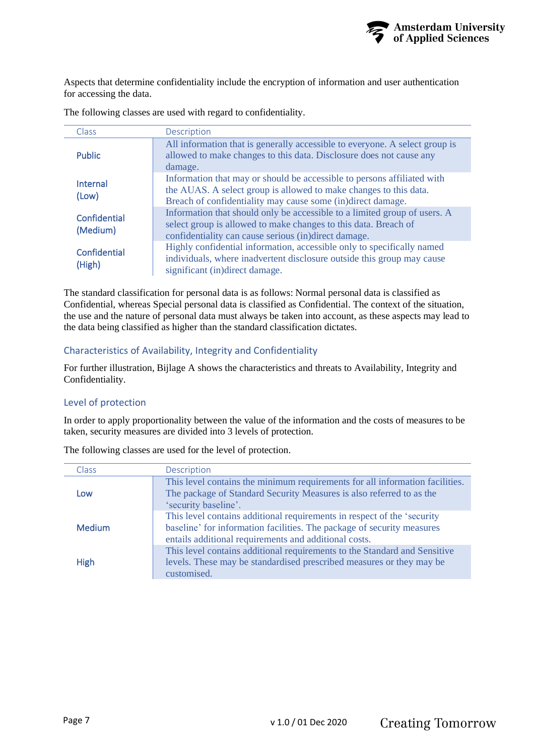Aspects that determine confidentiality include the encryption of information and user authentication for accessing the data.

The following classes are used with regard to confidentiality.

| Class | Description |
|---|---|
| Public | All information that is generally accessible to everyone. A select group is allowed to make changes to this data. Disclosure does not cause any damage. |
| Internal (Low) | Information that may or should be accessible to persons affiliated with the AUAS. A select group is allowed to make changes to this data. Breach of confidentiality may cause some (in)direct damage. |
| Confidential (Medium) | Information that should only be accessible to a limited group of users. A select group is allowed to make changes to this data. Breach of confidentiality can cause serious (in)direct damage. |
| Confidential (High) | Highly confidential information, accessible only to specifically named individuals, where inadvertent disclosure outside this group may cause significant (in)direct damage. |

The standard classification for personal data is as follows: Normal personal data is classified as Confidential, whereas Special personal data is classified as Confidential. The context of the situation, the use and the nature of personal data must always be taken into account, as these aspects may lead to the data being classified as higher than the standard classification dictates.

### Characteristics of Availability, Integrity and Confidentiality

For further illustration, Bijlage A shows the characteristics and threats to Availability, Integrity and Confidentiality.

### Level of protection

In order to apply proportionality between the value of the information and the costs of measures to be taken, security measures are divided into 3 levels of protection.

The following classes are used for the level of protection.

| Class | Description |
|---|---|
| Low | This level contains the minimum requirements for all information facilities. The package of Standard Security Measures is also referred to as the 'security baseline'. |
| Medium | This level contains additional requirements in respect of the 'security baseline' for information facilities. The package of security measures entails additional requirements and additional costs. |
| High | This level contains additional requirements to the Standard and Sensitive levels. These may be standardised prescribed measures or they may be customised. |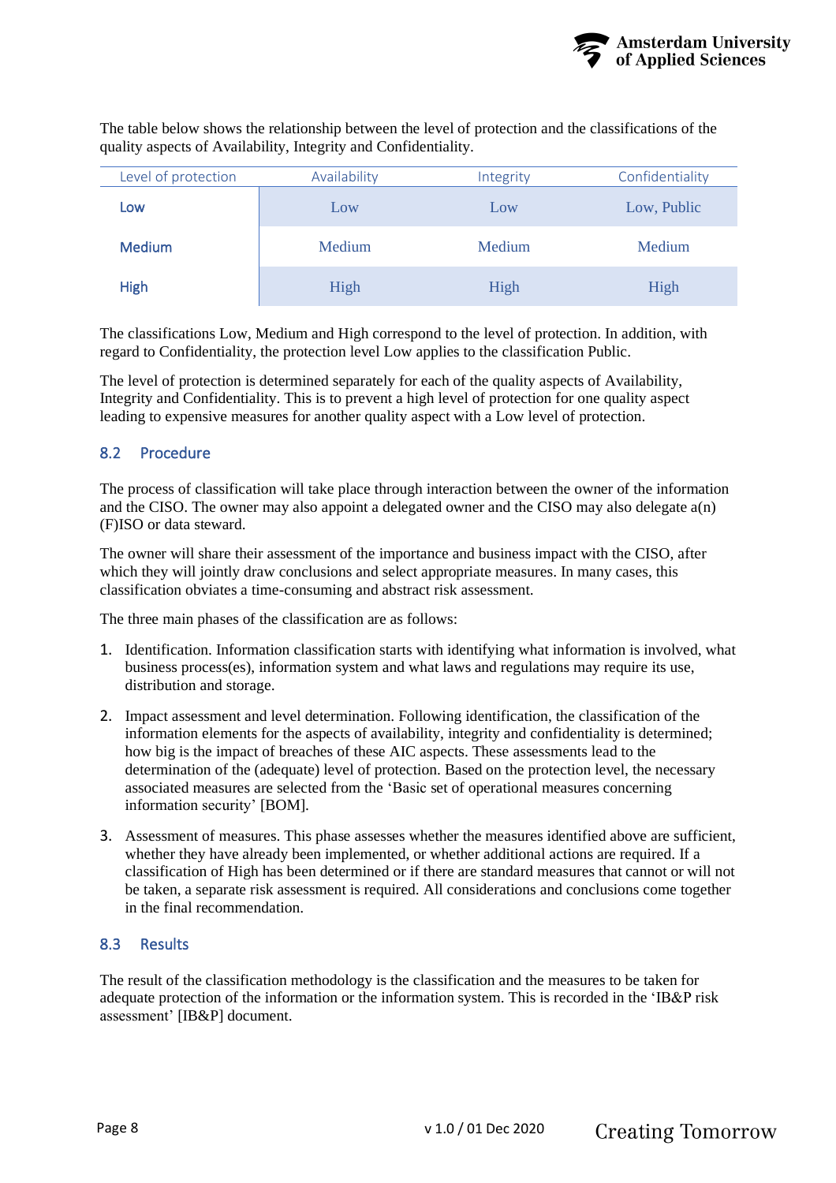The table below shows the relationship between the level of protection and the classifications of the quality aspects of Availability, Integrity and Confidentiality.

| Level of protection | Availability | Integrity | Confidentiality |
|---|---|---|---|
| Low | Low | Low | Low, Public |
| Medium | Medium | Medium | Medium |
| High | High | High | High |

The classifications Low, Medium and High correspond to the level of protection. In addition, with regard to Confidentiality, the protection level Low applies to the classification Public.

The level of protection is determined separately for each of the quality aspects of Availability, Integrity and Confidentiality. This is to prevent a high level of protection for one quality aspect leading to expensive measures for another quality aspect with a Low level of protection.

## 8.2 Procedure

The process of classification will take place through interaction between the owner of the information and the CISO. The owner may also appoint a delegated owner and the CISO may also delegate a(n) (F)ISO or data steward.

The owner will share their assessment of the importance and business impact with the CISO, after which they will jointly draw conclusions and select appropriate measures. In many cases, this classification obviates a time-consuming and abstract risk assessment.

The three main phases of the classification are as follows:

1. Identification. Information classification starts with identifying what information is involved, what business process(es), information system and what laws and regulations may require its use, distribution and storage.
2. Impact assessment and level determination. Following identification, the classification of the information elements for the aspects of availability, integrity and confidentiality is determined; how big is the impact of breaches of these AIC aspects. These assessments lead to the determination of the (adequate) level of protection. Based on the protection level, the necessary associated measures are selected from the 'Basic set of operational measures concerning information security' [BOM].
3. Assessment of measures. This phase assesses whether the measures identified above are sufficient, whether they have already been implemented, or whether additional actions are required. If a classification of High has been determined or if there are standard measures that cannot or will not be taken, a separate risk assessment is required. All considerations and conclusions come together in the final recommendation.

## 8.3 Results

The result of the classification methodology is the classification and the measures to be taken for adequate protection of the information or the information system. This is recorded in the 'IB&P risk assessment' [IB&P] document.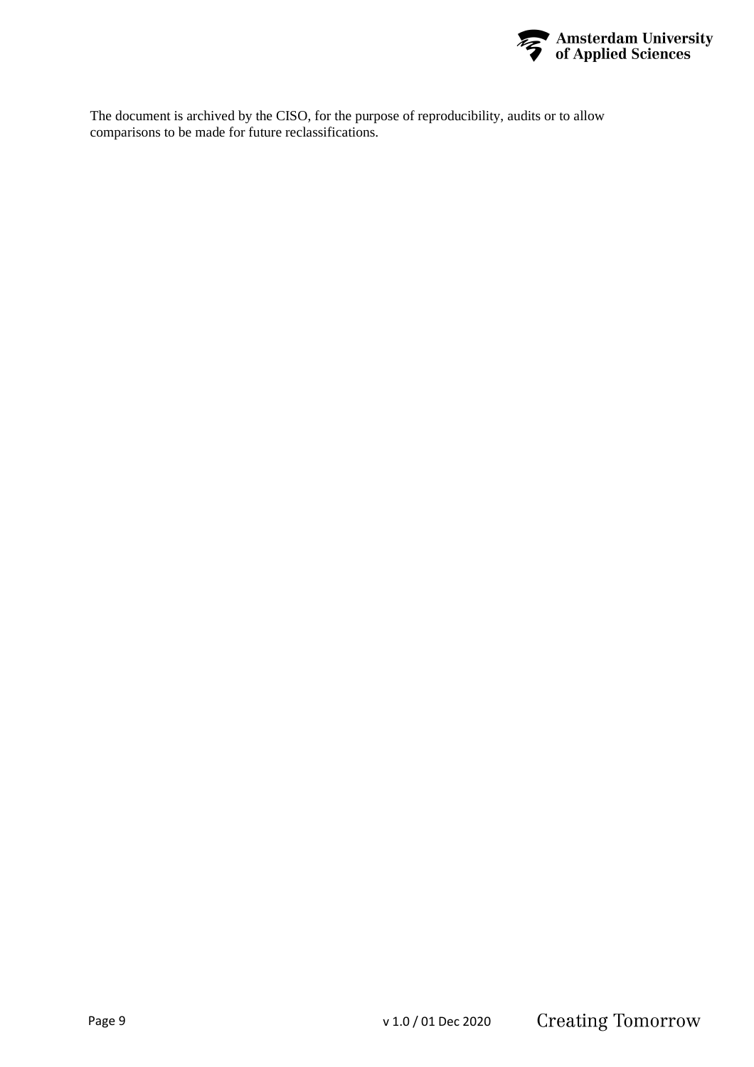The document is archived by the CISO, for the purpose of reproducibility, audits or to allow comparisons to be made for future reclassifications.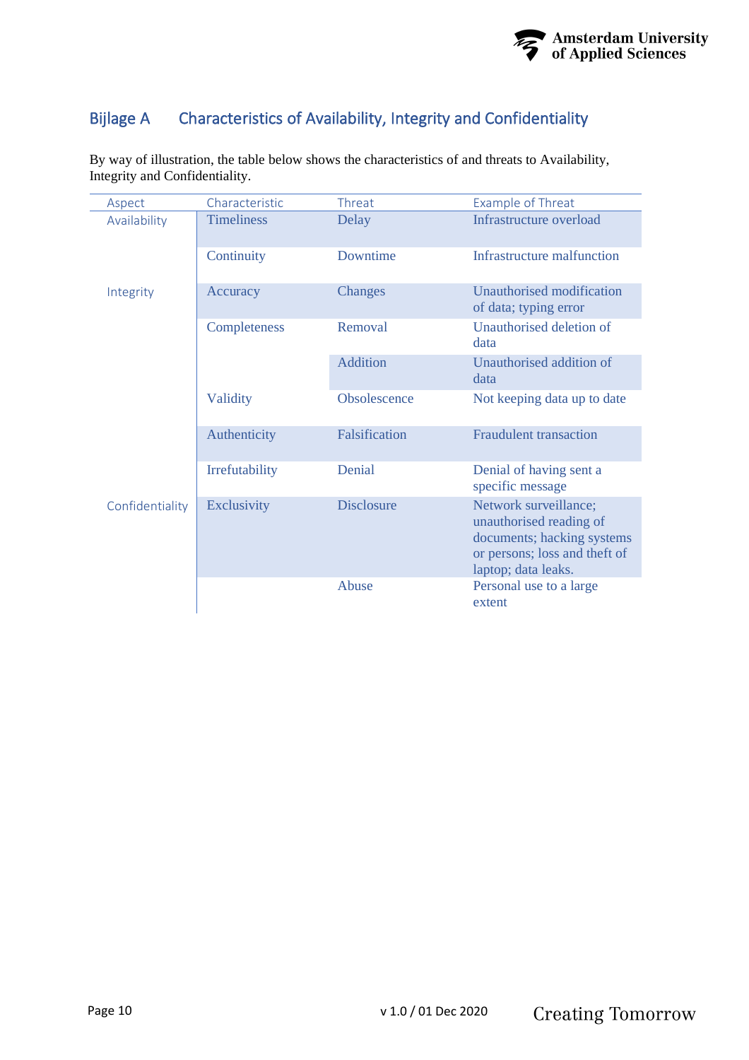## Bijlage A Characteristics of Availability, Integrity and Confidentiality

By way of illustration, the table below shows the characteristics of and threats to Availability, Integrity and Confidentiality.

| Aspect | Characteristic | Threat | Example of Threat |
|---|---|---|---|
| Availability | Timeliness | Delay | Infrastructure overload |
| | Continuity | Downtime | Infrastructure malfunction |
| Integrity | Accuracy | Changes | Unauthorised modification of data; typing error |
| | Completeness | Removal | Unauthorised deletion of data |
| | | Addition | Unauthorised addition of data |
| | Validity | Obsolescence | Not keeping data up to date |
| | Authenticity | Falsification | Fraudulent transaction |
| | Irrefutability | Denial | Denial of having sent a specific message |
| Confidentiality | Exclusivity | Disclosure | Network surveillance; unauthorised reading of documents; hacking systems or persons; loss and theft of laptop; data leaks. |
| | | Abuse | Personal use to a large extent |